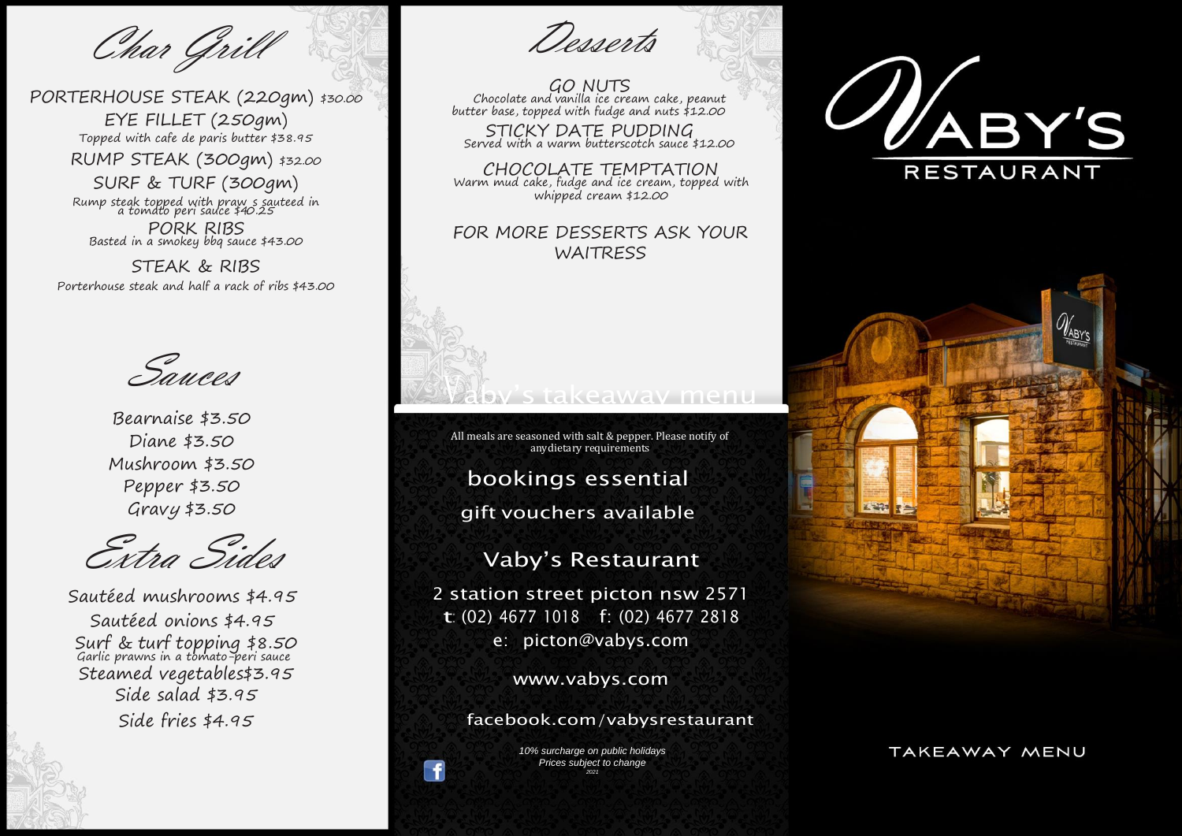## Char Grill

PORTERHOUSE STEAK (220gm) $30.00

EYE FILLET (250gm)
Topped with cafe de paris butter $38.95

RUMP STEAK (300gm) $32.00

SURF & TURF (300gm)
Rump steak topped with praw s sauteed in a tomato peri sauce $40.25

PORK RIBS
Basted in a smokey bbq sauce $43.00

STEAK & RIBS
Porterhouse steak and half a rack of ribs $43.00

## Sauces

Bearnaise $3.50
Diane $3.50
Mushroom $3.50
Pepper $3.50
Gravy $3.50

## Extra Sides

Sautéed mushrooms $4.95
Sautéed onions $4.95
Surf & turf topping $8.50
Garlic prawns in a tomato-peri sauce
Steamed vegetables$3.95
Side salad $3.95
Side fries $4.95

## Desserts

GO NUTS
Chocolate and vanilla ice cream cake, peanut butter base, topped with fudge and nuts $12.00

STICKY DATE PUDDING
Served with a warm butterscotch sauce $12.00

CHOCOLATE TEMPTATION
Warm mud cake, fudge and ice cream, topped with whipped cream $12.00

FOR MORE DESSERTS ASK YOUR WAITRESS

Vaby's takeaway menu

All meals are seasoned with salt & pepper. Please notify of any dietary requirements

bookings essential

gift vouchers available

Vaby's Restaurant

2 station street picton nsw 2571
t: (02) 4677 1018  f: (02) 4677 2818
e: picton@vabys.com

www.vabys.com

facebook.com/vabysrestaurant

*10% surcharge on public holidays*
*Prices subject to change*
*2021*

# VABY'S
RESTAURANT

TAKEAWAY MENU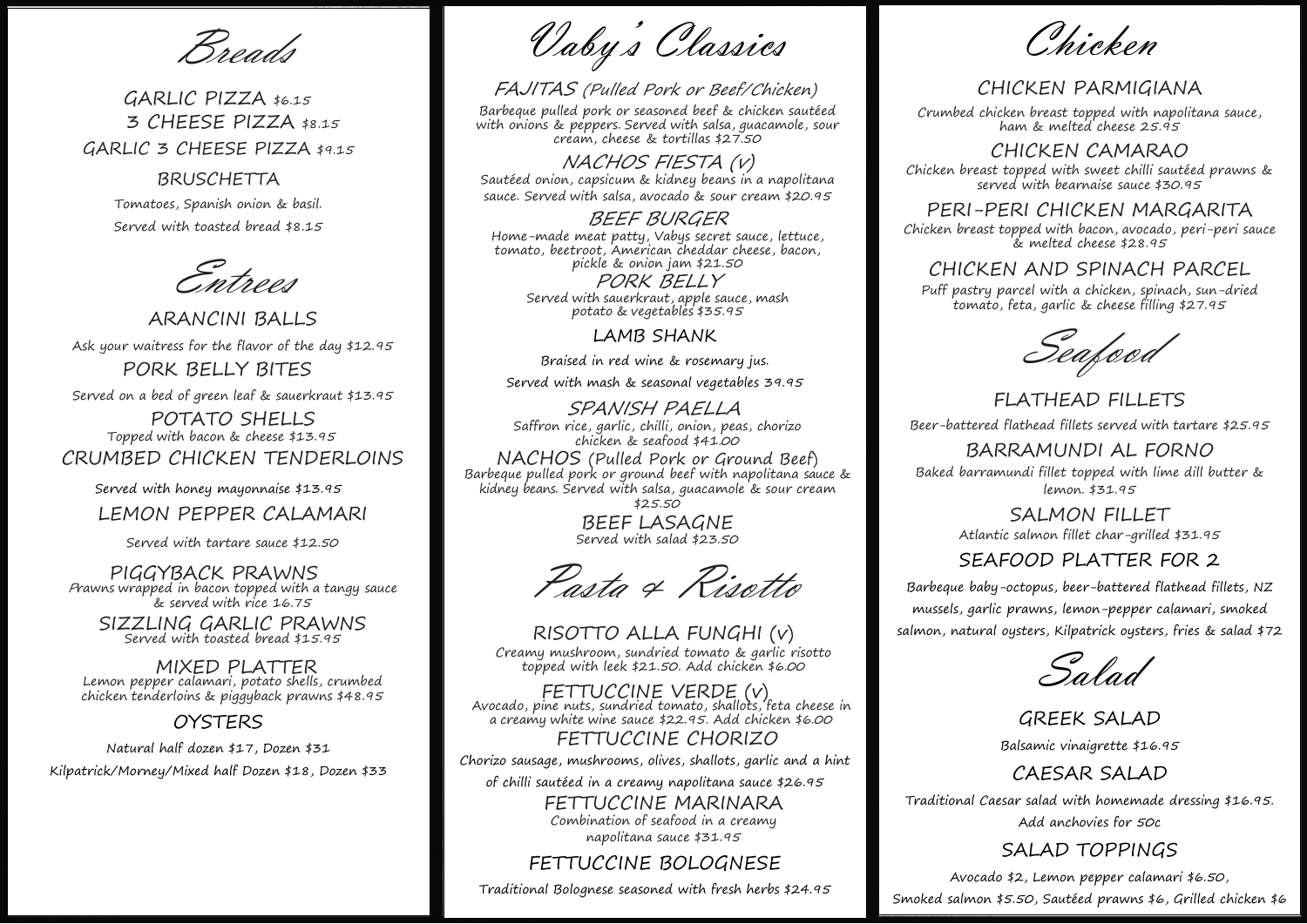# Breads

GARLIC PIZZA $6.15

3 CHEESE PIZZA $8.15

GARLIC 3 CHEESE PIZZA $9.15

BRUSCHETTA

Tomatoes, Spanish onion & basil.

Served with toasted bread $8.15

# Entrees

ARANCINI BALLS

Ask your waitress for the flavor of the day $12.95

PORK BELLY BITES

Served on a bed of green leaf & sauerkraut $13.95

POTATO SHELLS

Topped with bacon & cheese $13.95

CRUMBED CHICKEN TENDERLOINS

Served with honey mayonnaise $13.95

LEMON PEPPER CALAMARI

Served with tartare sauce $12.50

PIGGYBACK PRAWNS

Prawns wrapped in bacon topped with a tangy sauce & served with rice 16.75

SIZZLING GARLIC PRAWNS

Served with toasted bread $15.95

MIXED PLATTER

Lemon pepper calamari, potato shells, crumbed chicken tenderloins & piggyback prawns $48.95

OYSTERS

Natural half dozen $17, Dozen $31

Kilpatrick/Morney/Mixed half Dozen $18, Dozen $33

# Vaby's Classics

FAJITAS (Pulled Pork or Beef/Chicken)

Barbeque pulled pork or seasoned beef & chicken sautéed with onions & peppers. Served with salsa, guacamole, sour cream, cheese & tortillas $27.50

NACHOS FIESTA (v)

Sautéed onion, capsicum & kidney beans in a napolitana sauce. Served with salsa, avocado & sour cream $20.95

BEEF BURGER

Home-made meat patty, Vabys secret sauce, lettuce, tomato, beetroot, American cheddar cheese, bacon, pickle & onion jam $21.50

PORK BELLY

Served with sauerkraut, apple sauce, mash potato & vegetables $35.95

LAMB SHANK

Braised in red wine & rosemary jus.

Served with mash & seasonal vegetables 39.95

SPANISH PAELLA

Saffron rice, garlic, chilli, onion, peas, chorizo chicken & seafood $41.00

NACHOS (Pulled Pork or Ground Beef)

Barbeque pulled pork or ground beef with napolitana sauce & kidney beans. Served with salsa, guacamole & sour cream $25.50

BEEF LASAGNE

Served with salad $23.50

# Pasta & Risotto

RISOTTO ALLA FUNGHI (v)

Creamy mushroom, sundried tomato & garlic risotto topped with leek $21.50. Add chicken $6.00

FETTUCCINE VERDE (v)

Avocado, pine nuts, sundried tomato, shallots, feta cheese in a creamy white wine sauce $22.95. Add chicken $6.00

FETTUCCINE CHORIZO

Chorizo sausage, mushrooms, olives, shallots, garlic and a hint of chilli sautéed in a creamy napolitana sauce $26.95

FETTUCCINE MARINARA

Combination of seafood in a creamy napolitana sauce $31.95

FETTUCCINE BOLOGNESE

Traditional Bolognese seasoned with fresh herbs $24.95

# Chicken

CHICKEN PARMIGIANA

Crumbed chicken breast topped with napolitana sauce, ham & melted cheese 25.95

CHICKEN CAMARAO

Chicken breast topped with sweet chilli sautéed prawns & served with bearnaise sauce $30.95

PERI-PERI CHICKEN MARGARITA

Chicken breast topped with bacon, avocado, peri-peri sauce & melted cheese $28.95

CHICKEN AND SPINACH PARCEL

Puff pastry parcel with a chicken, spinach, sun-dried tomato, feta, garlic & cheese filling $27.95

# Seafood

FLATHEAD FILLETS

Beer-battered flathead fillets served with tartare $25.95

BARRAMUNDI AL FORNO

Baked barramundi fillet topped with lime dill butter & lemon. $31.95

SALMON FILLET

Atlantic salmon fillet char-grilled $31.95

SEAFOOD PLATTER FOR 2

Barbeque baby-octopus, beer-battered flathead fillets, NZ mussels, garlic prawns, lemon-pepper calamari, smoked salmon, natural oysters, Kilpatrick oysters, fries & salad $72

# Salad

GREEK SALAD

Balsamic vinaigrette $16.95

CAESAR SALAD

Traditional Caesar salad with homemade dressing $16.95. Add anchovies for 50c

SALAD TOPPINGS

Avocado $2, Lemon pepper calamari $6.50, Smoked salmon $5.50, Sautéed prawns $6, Grilled chicken $6